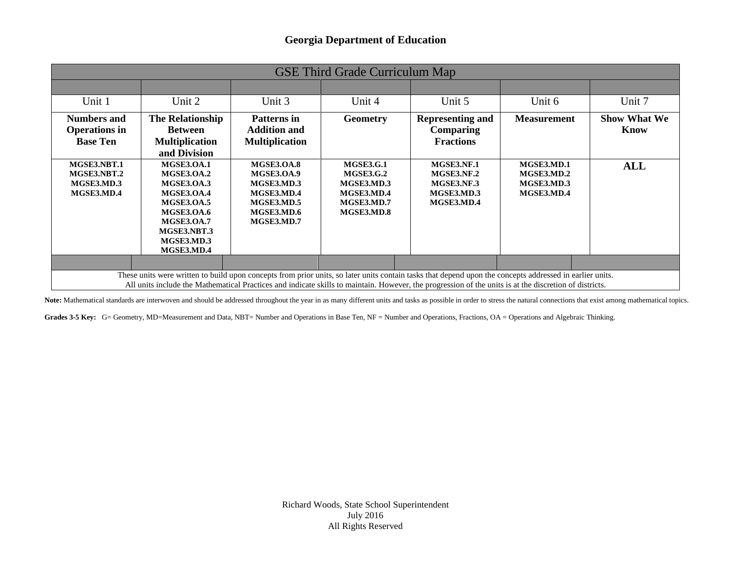**Georgia Department of Education**

| GSE Third Grade Curriculum Map | | | | | | |
|---|---|---|---|---|---|---|
| Unit 1 | Unit 2 | Unit 3 | Unit 4 | Unit 5 | Unit 6 | Unit 7 |
| **Numbers and Operations in Base Ten** | **The Relationship Between Multiplication and Division** | **Patterns in Addition and Multiplication** | **Geometry** | **Representing and Comparing Fractions** | **Measurement** | **Show What We Know** |
| **MGSE3.NBT.1**<br>**MGSE3.NBT.2**<br>**MGSE3.MD.3**<br>**MGSE3.MD.4** | **MGSE3.OA.1**<br>**MGSE3.OA.2**<br>**MGSE3.OA.3**<br>**MGSE3.OA.4**<br>**MGSE3.OA.5**<br>**MGSE3.OA.6**<br>**MGSE3.OA.7**<br>**MGSE3.NBT.3**<br>**MGSE3.MD.3**<br>**MGSE3.MD.4** | **MGSE3.OA.8**<br>**MGSE3.OA.9**<br>**MGSE3.MD.3**<br>**MGSE3.MD.4**<br>**MGSE3.MD.5**<br>**MGSE3.MD.6**<br>**MGSE3.MD.7** | **MGSE3.G.1**<br>**MGSE3.G.2**<br>**MGSE3.MD.3**<br>**MGSE3.MD.4**<br>**MGSE3.MD.7**<br>**MGSE3.MD.8** | **MGSE3.NF.1**<br>**MGSE3.NF.2**<br>**MGSE3.NF.3**<br>**MGSE3.MD.3**<br>**MGSE3.MD.4** | **MGSE3.MD.1**<br>**MGSE3.MD.2**<br>**MGSE3.MD.3**<br>**MGSE3.MD.4** | **ALL** |
| These units were written to build upon concepts from prior units, so later units contain tasks that depend upon the concepts addressed in earlier units. All units include the Mathematical Practices and indicate skills to maintain. However, the progression of the units is at the discretion of districts. | | | | | | |

**Note:** Mathematical standards are interwoven and should be addressed throughout the year in as many different units and tasks as possible in order to stress the natural connections that exist among mathematical topics.

**Grades 3-5 Key:** G= Geometry, MD=Measurement and Data, NBT= Number and Operations in Base Ten, NF = Number and Operations, Fractions, OA = Operations and Algebraic Thinking.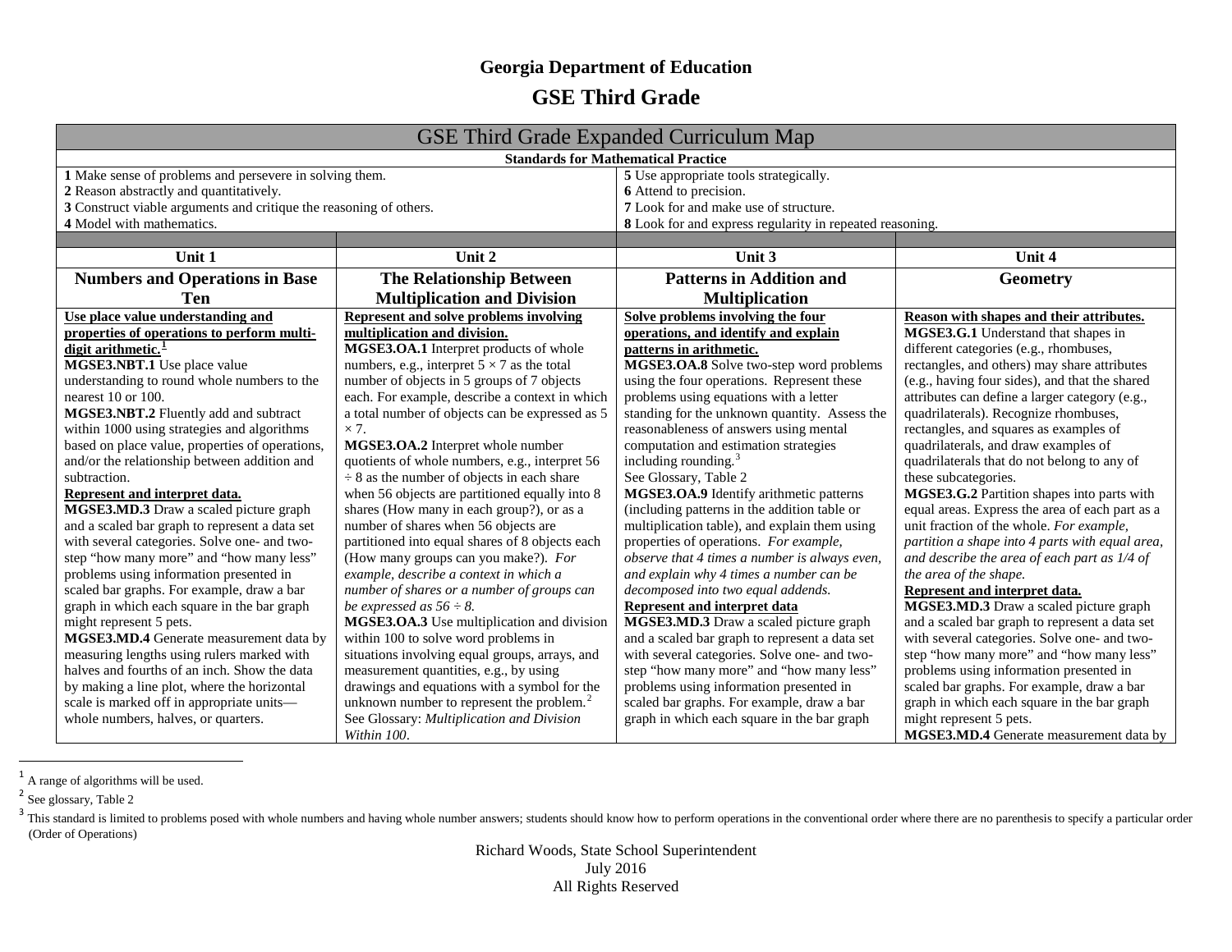## Georgia Department of Education

## GSE Third Grade

| GSE Third Grade Expanded Curriculum Map | | | |
|---|---|---|---|
| **Standards for Mathematical Practice** | | | |
| **1** Make sense of problems and persevere in solving them.<br>**2** Reason abstractly and quantitatively.<br>**3** Construct viable arguments and critique the reasoning of others.<br>**4** Model with mathematics. | | **5** Use appropriate tools strategically.<br>**6** Attend to precision.<br>**7** Look for and make use of structure.<br>**8** Look for and express regularity in repeated reasoning. | |
| **Unit 1** | **Unit 2** | **Unit 3** | **Unit 4** |
| **Numbers and Operations in Base Ten** | **The Relationship Between Multiplication and Division** | **Patterns in Addition and Multiplication** | **Geometry** |
| **Use place value understanding and properties of operations to perform multi-digit arithmetic.**[1]<br>**MGSE3.NBT.1** Use place value understanding to round whole numbers to the nearest 10 or 100.<br>**MGSE3.NBT.2** Fluently add and subtract within 1000 using strategies and algorithms based on place value, properties of operations, and/or the relationship between addition and subtraction.<br>**Represent and interpret data.**<br>**MGSE3.MD.3** Draw a scaled picture graph and a scaled bar graph to represent a data set with several categories. Solve one- and two-step "how many more" and "how many less" problems using information presented in scaled bar graphs. For example, draw a bar graph in which each square in the bar graph might represent 5 pets.<br>**MGSE3.MD.4** Generate measurement data by measuring lengths using rulers marked with halves and fourths of an inch. Show the data by making a line plot, where the horizontal scale is marked off in appropriate units—whole numbers, halves, or quarters. | **Represent and solve problems involving multiplication and division.**<br>**MGSE3.OA.1** Interpret products of whole numbers, e.g., interpret $5 \times 7$ as the total number of objects in 5 groups of 7 objects each. For example, describe a context in which a total number of objects can be expressed as $5 \times 7$.<br>**MGSE3.OA.2** Interpret whole number quotients of whole numbers, e.g., interpret $56 \div 8$ as the number of objects in each share when 56 objects are partitioned equally into 8 shares (How many in each group?), or as a number of shares when 56 objects are partitioned into equal shares of 8 objects each (How many groups can you make?). *For example, describe a context in which a number of shares or a number of groups can be expressed as $56 \div 8$.*<br>**MGSE3.OA.3** Use multiplication and division within 100 to solve word problems in situations involving equal groups, arrays, and measurement quantities, e.g., by using drawings and equations with a symbol for the unknown number to represent the problem.[2]<br>See Glossary: *Multiplication and Division Within 100*. | **Solve problems involving the four operations, and identify and explain patterns in arithmetic.**<br>**MGSE3.OA.8** Solve two-step word problems using the four operations. Represent these problems using equations with a letter standing for the unknown quantity. Assess the reasonableness of answers using mental computation and estimation strategies including rounding.[3]<br>See Glossary, Table 2<br>**MGSE3.OA.9** Identify arithmetic patterns (including patterns in the addition table or multiplication table), and explain them using properties of operations. *For example, observe that 4 times a number is always even, and explain why 4 times a number can be decomposed into two equal addends.*<br>**Represent and interpret data**<br>**MGSE3.MD.3** Draw a scaled picture graph and a scaled bar graph to represent a data set with several categories. Solve one- and two-step "how many more" and "how many less" problems using information presented in scaled bar graphs. For example, draw a bar graph in which each square in the bar graph | **Reason with shapes and their attributes.**<br>**MGSE3.G.1** Understand that shapes in different categories (e.g., rhombuses, rectangles, and others) may share attributes (e.g., having four sides), and that the shared attributes can define a larger category (e.g., quadrilaterals). Recognize rhombuses, rectangles, and squares as examples of quadrilaterals, and draw examples of quadrilaterals that do not belong to any of these subcategories.<br>**MGSE3.G.2** Partition shapes into parts with equal areas. Express the area of each part as a unit fraction of the whole. *For example, partition a shape into 4 parts with equal area, and describe the area of each part as 1/4 of the area of the shape.*<br>**Represent and interpret data.**<br>**MGSE3.MD.3** Draw a scaled picture graph and a scaled bar graph to represent a data set with several categories. Solve one- and two-step "how many more" and "how many less" problems using information presented in scaled bar graphs. For example, draw a bar graph in which each square in the bar graph might represent 5 pets.<br>**MGSE3.MD.4** Generate measurement data by |

[1] A range of algorithms will be used.

[2] See glossary, Table 2

[3] This standard is limited to problems posed with whole numbers and having whole number answers; students should know how to perform operations in the conventional order where there are no parenthesis to specify a particular order (Order of Operations)

Richard Woods, State School Superintendent
July 2016
All Rights Reserved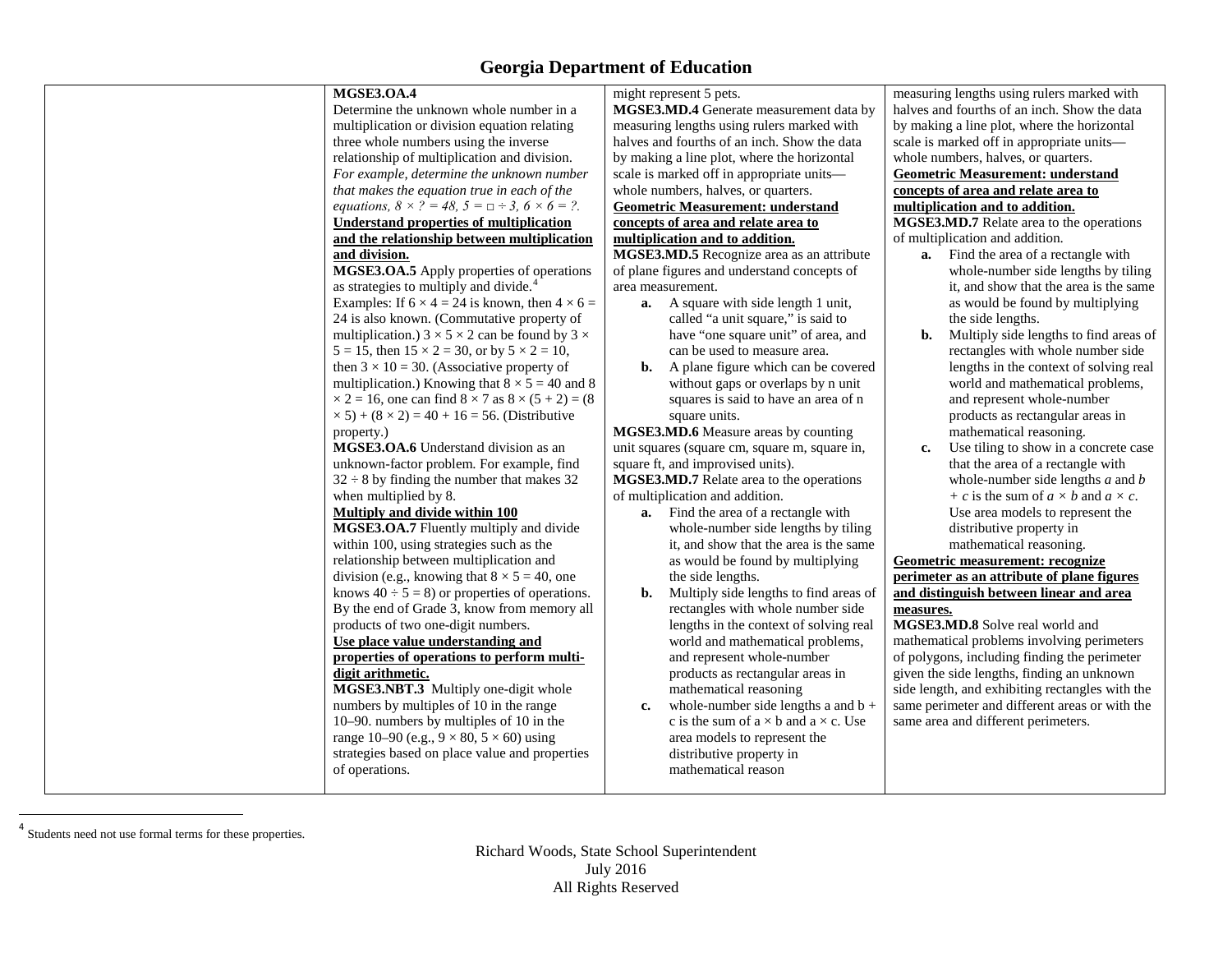| | | | |
|---|---|---|---|
| | **MGSE3.OA.4**<br>Determine the unknown whole number in a multiplication or division equation relating three whole numbers using the inverse relationship of multiplication and division. *For example, determine the unknown number that makes the equation true in each of the equations, $8 \times ? = 48$, $5 = \square \div 3$, $6 \times 6 = ?$.*<br>**Understand properties of multiplication and the relationship between multiplication and division.**<br>**MGSE3.OA.5** Apply properties of operations as strategies to multiply and divide.[4]<br>Examples: If $6 \times 4 = 24$ is known, then $4 \times 6 = 24$ is also known. (Commutative property of multiplication.) $3 \times 5 \times 2$ can be found by $3 \times 5 = 15$, then $15 \times 2 = 30$, or by $5 \times 2 = 10$, then $3 \times 10 = 30$. (Associative property of multiplication.) Knowing that $8 \times 5 = 40$ and $8 \times 2 = 16$, one can find $8 \times 7$ as $8 \times (5 + 2) = (8 \times 5) + (8 \times 2) = 40 + 16 = 56$. (Distributive property.)<br>**MGSE3.OA.6** Understand division as an unknown-factor problem. For example, find $32 \div 8$ by finding the number that makes 32 when multiplied by 8.<br>**Multiply and divide within 100**<br>**MGSE3.OA.7** Fluently multiply and divide within 100, using strategies such as the relationship between multiplication and division (e.g., knowing that $8 \times 5 = 40$, one knows $40 \div 5 = 8$) or properties of operations. By the end of Grade 3, know from memory all products of two one-digit numbers.<br>**Use place value understanding and properties of operations to perform multi-digit arithmetic.**<br>**MGSE3.NBT.3** Multiply one-digit whole numbers by multiples of 10 in the range 10–90. numbers by multiples of 10 in the range 10–90 (e.g., $9 \times 80$, $5 \times 60$) using strategies based on place value and properties of operations. | might represent 5 pets.<br>**MGSE3.MD.4** Generate measurement data by measuring lengths using rulers marked with halves and fourths of an inch. Show the data by making a line plot, where the horizontal scale is marked off in appropriate units—whole numbers, halves, or quarters.<br>**Geometric Measurement: understand concepts of area and relate area to multiplication and to addition.**<br>**MGSE3.MD.5** Recognize area as an attribute of plane figures and understand concepts of area measurement.<br>**a.** A square with side length 1 unit, called "a unit square," is said to have "one square unit" of area, and can be used to measure area.<br>**b.** A plane figure which can be covered without gaps or overlaps by n unit squares is said to have an area of n square units.<br>**MGSE3.MD.6** Measure areas by counting unit squares (square cm, square m, square in, square ft, and improvised units).<br>**MGSE3.MD.7** Relate area to the operations of multiplication and addition.<br>**a.** Find the area of a rectangle with whole-number side lengths by tiling it, and show that the area is the same as would be found by multiplying the side lengths.<br>**b.** Multiply side lengths to find areas of rectangles with whole number side lengths in the context of solving real world and mathematical problems, and represent whole-number products as rectangular areas in mathematical reasoning<br>**c.** whole-number side lengths a and b + c is the sum of a × b and a × c. Use area models to represent the distributive property in mathematical reason | measuring lengths using rulers marked with halves and fourths of an inch. Show the data by making a line plot, where the horizontal scale is marked off in appropriate units—whole numbers, halves, or quarters.<br>**Geometric Measurement: understand concepts of area and relate area to multiplication and to addition.**<br>**MGSE3.MD.7** Relate area to the operations of multiplication and addition.<br>**a.** Find the area of a rectangle with whole-number side lengths by tiling it, and show that the area is the same as would be found by multiplying the side lengths.<br>**b.** Multiply side lengths to find areas of rectangles with whole number side lengths in the context of solving real world and mathematical problems, and represent whole-number products as rectangular areas in mathematical reasoning.<br>**c.** Use tiling to show in a concrete case that the area of a rectangle with whole-number side lengths $a$ and $b + c$ is the sum of $a \times b$ and $a \times c$. Use area models to represent the distributive property in mathematical reasoning.<br>**Geometric measurement: recognize perimeter as an attribute of plane figures and distinguish between linear and area measures.**<br>**MGSE3.MD.8** Solve real world and mathematical problems involving perimeters of polygons, including finding the perimeter given the side lengths, finding an unknown side length, and exhibiting rectangles with the same perimeter and different areas or with the same area and different perimeters. |

[4] Students need not use formal terms for these properties.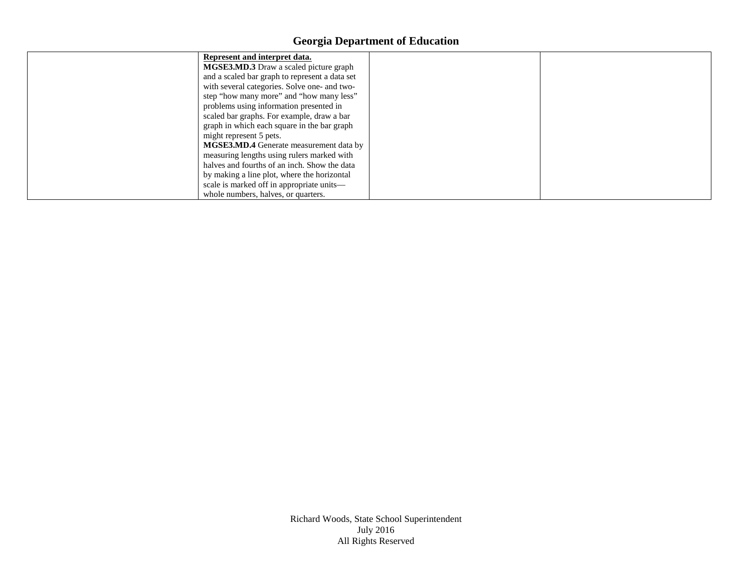| | | | |
|---|---|---|---|
| | **Represent and interpret data.**<br>**MGSE3.MD.3** Draw a scaled picture graph and a scaled bar graph to represent a data set with several categories. Solve one- and two-step "how many more" and "how many less" problems using information presented in scaled bar graphs. For example, draw a bar graph in which each square in the bar graph might represent 5 pets.<br>**MGSE3.MD.4** Generate measurement data by measuring lengths using rulers marked with halves and fourths of an inch. Show the data by making a line plot, where the horizontal scale is marked off in appropriate units—whole numbers, halves, or quarters. | | |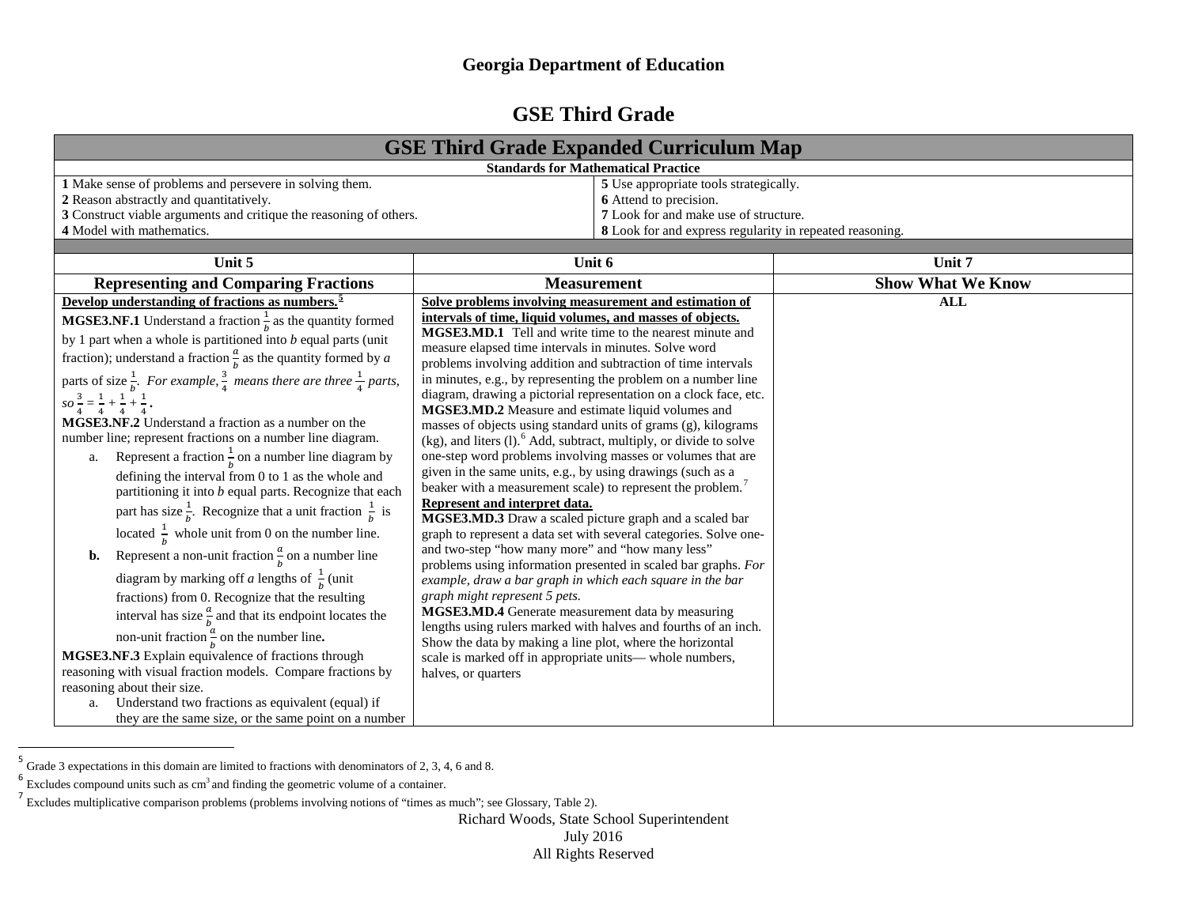# Georgia Department of Education

## GSE Third Grade

| GSE Third Grade Expanded Curriculum Map | |
|---|---|
| **Standards for Mathematical Practice** | |
| **1** Make sense of problems and persevere in solving them.<br>**2** Reason abstractly and quantitatively.<br>**3** Construct viable arguments and critique the reasoning of others.<br>**4** Model with mathematics. | **5** Use appropriate tools strategically.<br>**6** Attend to precision.<br>**7** Look for and make use of structure.<br>**8** Look for and express regularity in repeated reasoning. |

| Unit 5 | Unit 6 | Unit 7 |
|---|---|---|
| **Representing and Comparing Fractions** | **Measurement** | **Show What We Know** |
| **Develop understanding of fractions as numbers.**[5]<br>**MGSE3.NF.1** Understand a fraction $\frac{1}{b}$ as the quantity formed by 1 part when a whole is partitioned into *b* equal parts (unit fraction); understand a fraction $\frac{a}{b}$ as the quantity formed by *a* parts of size $\frac{1}{b}$. *For example,* $\frac{3}{4}$ *means there are three* $\frac{1}{4}$ *parts, so* $\frac{3}{4} = \frac{1}{4} + \frac{1}{4} + \frac{1}{4}$.<br>**MGSE3.NF.2** Understand a fraction as a number on the number line; represent fractions on a number line diagram.<br>a. Represent a fraction $\frac{1}{b}$ on a number line diagram by defining the interval from 0 to 1 as the whole and partitioning it into *b* equal parts. Recognize that each part has size $\frac{1}{b}$. Recognize that a unit fraction $\frac{1}{b}$ is located $\frac{1}{b}$ whole unit from 0 on the number line.<br>**b.** Represent a non-unit fraction $\frac{a}{b}$ on a number line diagram by marking off *a* lengths of $\frac{1}{b}$ (unit fractions) from 0. Recognize that the resulting interval has size $\frac{a}{b}$ and that its endpoint locates the non-unit fraction $\frac{a}{b}$ on the number line.<br>**MGSE3.NF.3** Explain equivalence of fractions through reasoning with visual fraction models. Compare fractions by reasoning about their size.<br>a. Understand two fractions as equivalent (equal) if they are the same size, or the same point on a number | **Solve problems involving measurement and estimation of intervals of time, liquid volumes, and masses of objects.**<br>**MGSE3.MD.1** Tell and write time to the nearest minute and measure elapsed time intervals in minutes. Solve word problems involving addition and subtraction of time intervals in minutes, e.g., by representing the problem on a number line diagram, drawing a pictorial representation on a clock face, etc.<br>**MGSE3.MD.2** Measure and estimate liquid volumes and masses of objects using standard units of grams (g), kilograms (kg), and liters (l).[6] Add, subtract, multiply, or divide to solve one-step word problems involving masses or volumes that are given in the same units, e.g., by using drawings (such as a beaker with a measurement scale) to represent the problem.[7]<br>**Represent and interpret data.**<br>**MGSE3.MD.3** Draw a scaled picture graph and a scaled bar graph to represent a data set with several categories. Solve one- and two-step "how many more" and "how many less" problems using information presented in scaled bar graphs. *For example, draw a bar graph in which each square in the bar graph might represent 5 pets.*<br>**MGSE3.MD.4** Generate measurement data by measuring lengths using rulers marked with halves and fourths of an inch. Show the data by making a line plot, where the horizontal scale is marked off in appropriate units— whole numbers, halves, or quarters | **ALL** |

[5] Grade 3 expectations in this domain are limited to fractions with denominators of 2, 3, 4, 6 and 8.

[6] Excludes compound units such as $cm^3$ and finding the geometric volume of a container.

[7] Excludes multiplicative comparison problems (problems involving notions of "times as much"; see Glossary, Table 2).

Richard Woods, State School Superintendent
July 2016
All Rights Reserved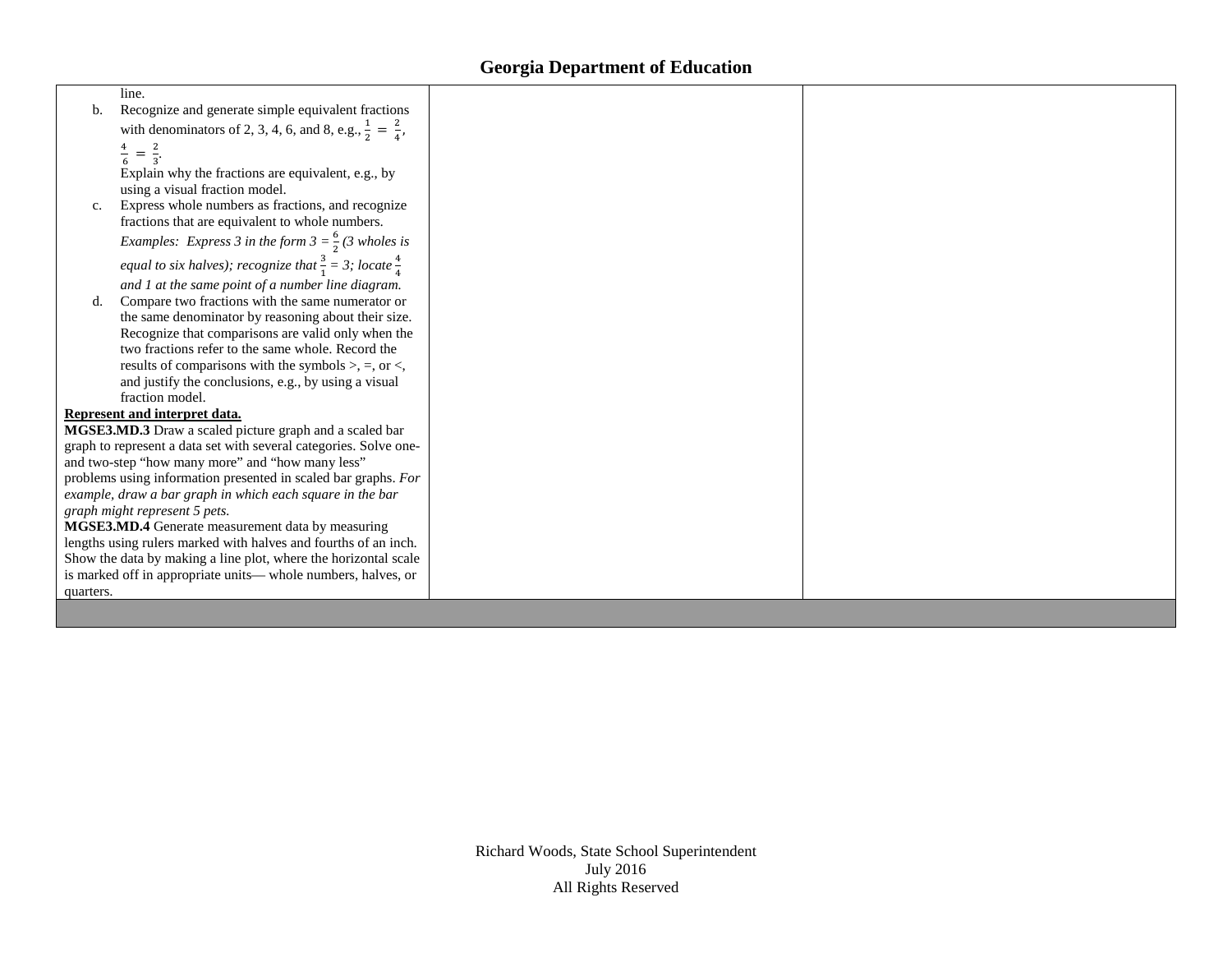| | | |
|---|---|---|
| line.<br>b. Recognize and generate simple equivalent fractions with denominators of 2, 3, 4, 6, and 8, e.g., $\frac{1}{2} = \frac{2}{4}$, $\frac{4}{6} = \frac{2}{3}$.<br>Explain why the fractions are equivalent, e.g., by using a visual fraction model.<br>c. Express whole numbers as fractions, and recognize fractions that are equivalent to whole numbers. *Examples: Express 3 in the form 3 =* $\frac{6}{2}$ *(3 wholes is equal to six halves); recognize that* $\frac{3}{1}$ *= 3; locate* $\frac{4}{4}$ *and 1 at the same point of a number line diagram.*<br>d. Compare two fractions with the same numerator or the same denominator by reasoning about their size. Recognize that comparisons are valid only when the two fractions refer to the same whole. Record the results of comparisons with the symbols >, =, or <, and justify the conclusions, e.g., by using a visual fraction model.<br>**Represent and interpret data.**<br>**MGSE3.MD.3** Draw a scaled picture graph and a scaled bar graph to represent a data set with several categories. Solve one- and two-step "how many more" and "how many less" problems using information presented in scaled bar graphs. *For example, draw a bar graph in which each square in the bar graph might represent 5 pets.*<br>**MGSE3.MD.4** Generate measurement data by measuring lengths using rulers marked with halves and fourths of an inch. Show the data by making a line plot, where the horizontal scale is marked off in appropriate units— whole numbers, halves, or quarters. | | |
| | | |